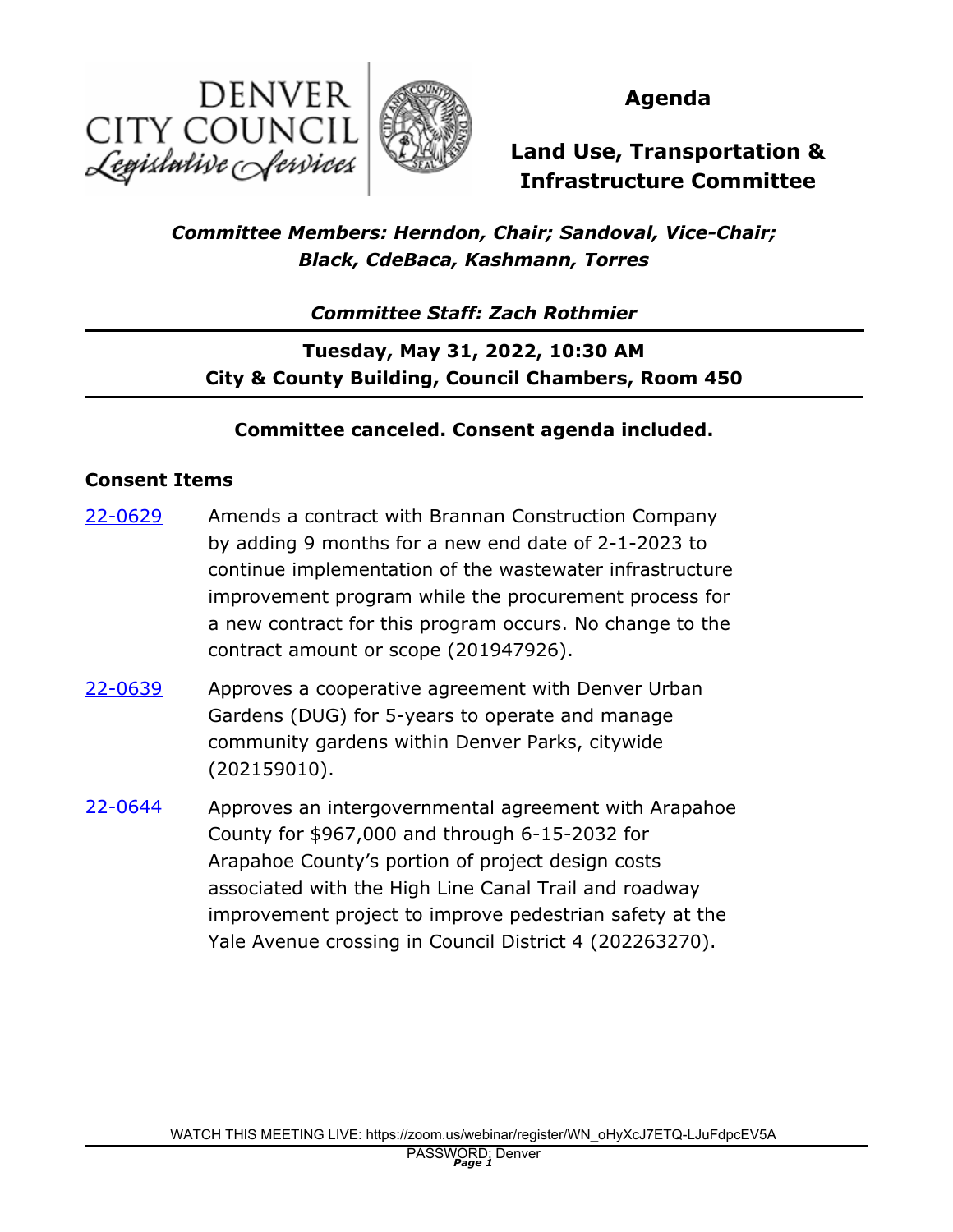DENVER CITY COUNCIL
*Legislative Services*

# Agenda

# Land Use, Transportation & Infrastructure Committee

***Committee Members: Herndon, Chair; Sandoval, Vice-Chair; Black, CdeBaca, Kashmann, Torres***

***Committee Staff: Zach Rothmier***

**Tuesday, May 31, 2022, 10:30 AM**
**City & County Building, Council Chambers, Room 450**

**Committee canceled. Consent agenda included.**

## Consent Items

[22-0629](22-0629) Amends a contract with Brannan Construction Company by adding 9 months for a new end date of 2-1-2023 to continue implementation of the wastewater infrastructure improvement program while the procurement process for a new contract for this program occurs. No change to the contract amount or scope (201947926).

[22-0639](22-0639) Approves a cooperative agreement with Denver Urban Gardens (DUG) for 5-years to operate and manage community gardens within Denver Parks, citywide (202159010).

[22-0644](22-0644) Approves an intergovernmental agreement with Arapahoe County for $967,000 and through 6-15-2032 for Arapahoe County's portion of project design costs associated with the High Line Canal Trail and roadway improvement project to improve pedestrian safety at the Yale Avenue crossing in Council District 4 (202263270).

WATCH THIS MEETING LIVE: https://zoom.us/webinar/register/WN_oHyXcJ7ETQ-LJuFdpcEV5A
PASSWORD: Denver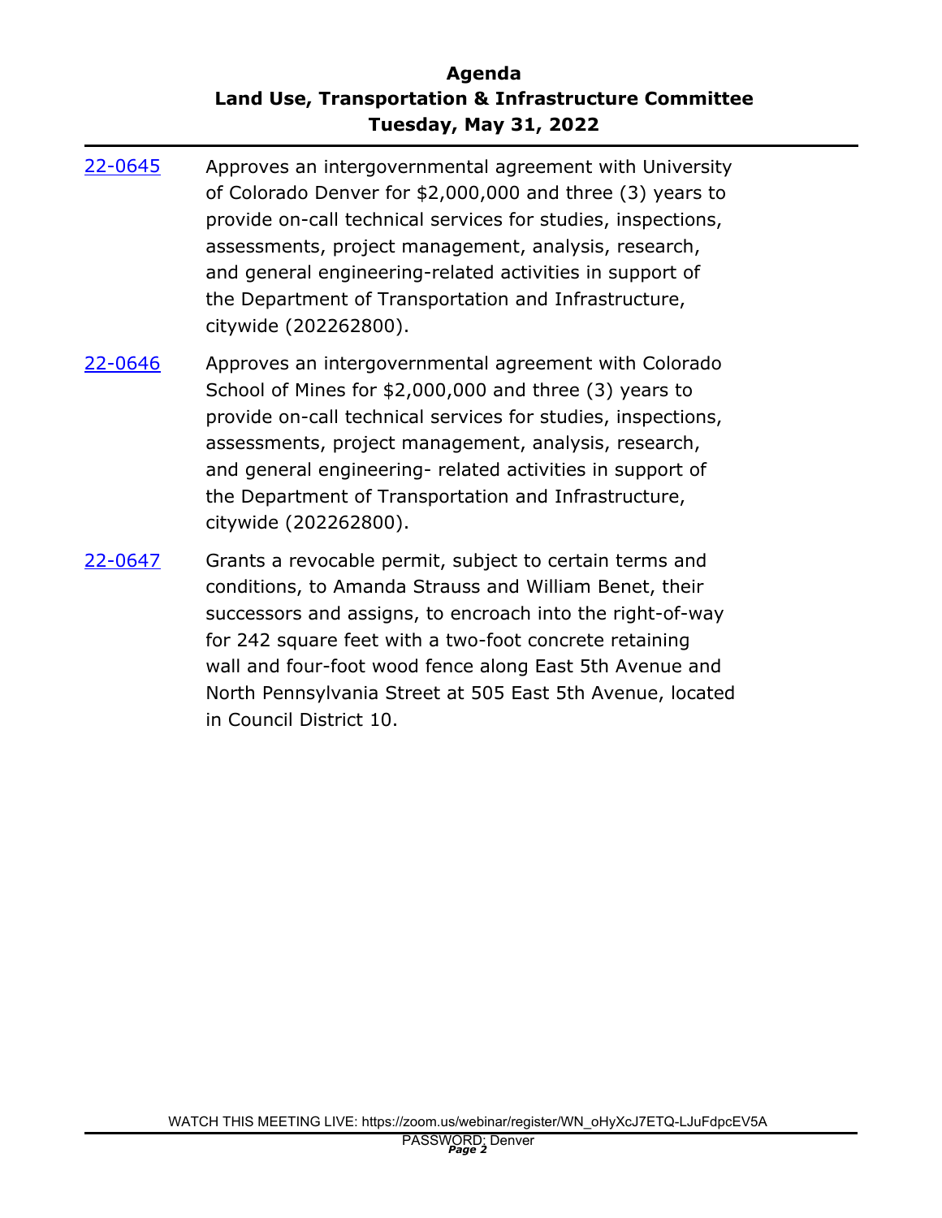**Agenda**
**Land Use, Transportation & Infrastructure Committee**
**Tuesday, May 31, 2022**

22-0645 Approves an intergovernmental agreement with University of Colorado Denver for $2,000,000 and three (3) years to provide on-call technical services for studies, inspections, assessments, project management, analysis, research, and general engineering-related activities in support of the Department of Transportation and Infrastructure, citywide (202262800).

22-0646 Approves an intergovernmental agreement with Colorado School of Mines for $2,000,000 and three (3) years to provide on-call technical services for studies, inspections, assessments, project management, analysis, research, and general engineering- related activities in support of the Department of Transportation and Infrastructure, citywide (202262800).

22-0647 Grants a revocable permit, subject to certain terms and conditions, to Amanda Strauss and William Benet, their successors and assigns, to encroach into the right-of-way for 242 square feet with a two-foot concrete retaining wall and four-foot wood fence along East 5th Avenue and North Pennsylvania Street at 505 East 5th Avenue, located in Council District 10.